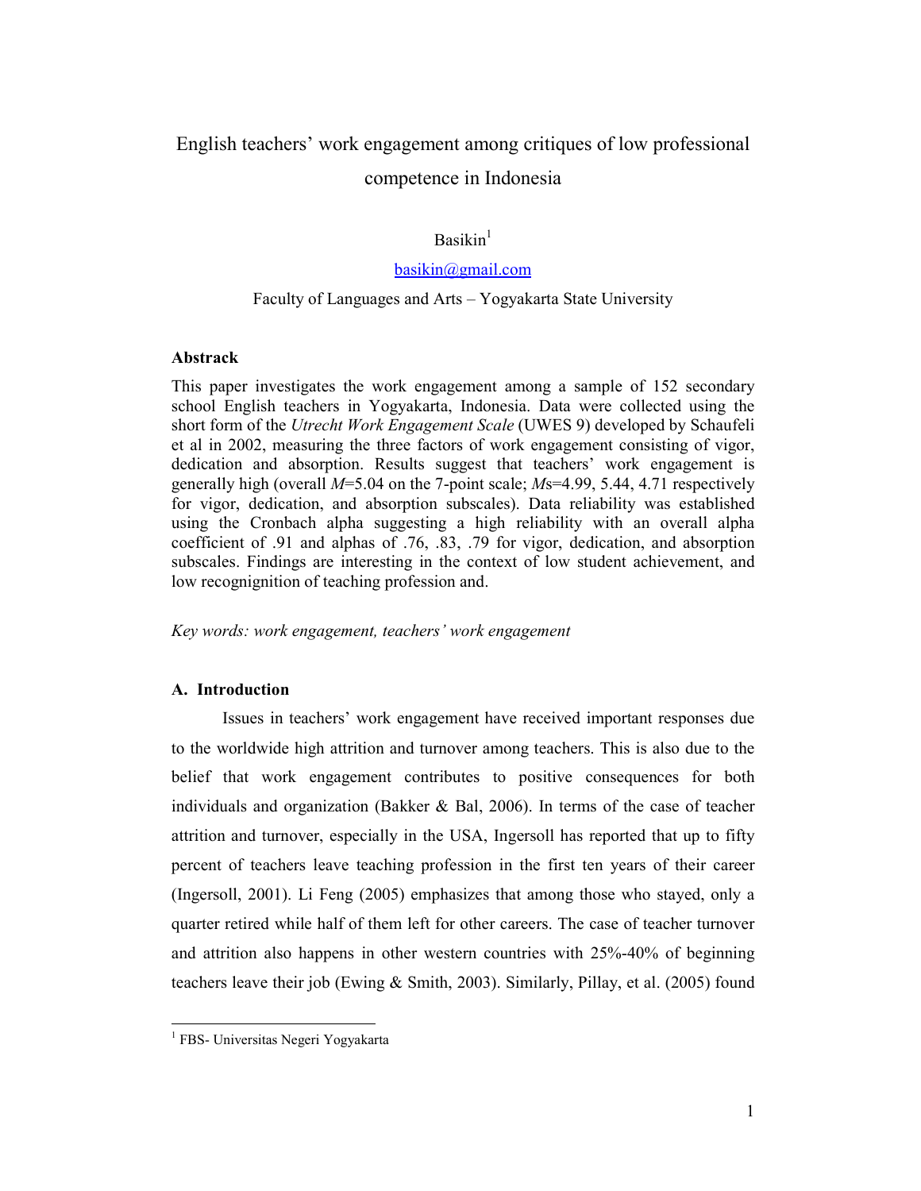# English teachers' work engagement among critiques of low professional competence in Indonesia

Basikin[1]

basikin@gmail.com

Faculty of Languages and Arts – Yogyakarta State University

**Abstrack**

This paper investigates the work engagement among a sample of 152 secondary school English teachers in Yogyakarta, Indonesia. Data were collected using the short form of the *Utrecht Work Engagement Scale* (UWES 9) developed by Schaufeli et al in 2002, measuring the three factors of work engagement consisting of vigor, dedication and absorption. Results suggest that teachers' work engagement is generally high (overall *M*=5.04 on the 7-point scale; *M*s=4.99, 5.44, 4.71 respectively for vigor, dedication, and absorption subscales). Data reliability was established using the Cronbach alpha suggesting a high reliability with an overall alpha coefficient of .91 and alphas of .76, .83, .79 for vigor, dedication, and absorption subscales. Findings are interesting in the context of low student achievement, and low recognignition of teaching profession and.

*Key words: work engagement, teachers' work engagement*

## A. Introduction

Issues in teachers' work engagement have received important responses due to the worldwide high attrition and turnover among teachers. This is also due to the belief that work engagement contributes to positive consequences for both individuals and organization (Bakker & Bal, 2006). In terms of the case of teacher attrition and turnover, especially in the USA, Ingersoll has reported that up to fifty percent of teachers leave teaching profession in the first ten years of their career (Ingersoll, 2001). Li Feng (2005) emphasizes that among those who stayed, only a quarter retired while half of them left for other careers. The case of teacher turnover and attrition also happens in other western countries with 25%-40% of beginning teachers leave their job (Ewing & Smith, 2003). Similarly, Pillay, et al. (2005) found

[1] FBS- Universitas Negeri Yogyakarta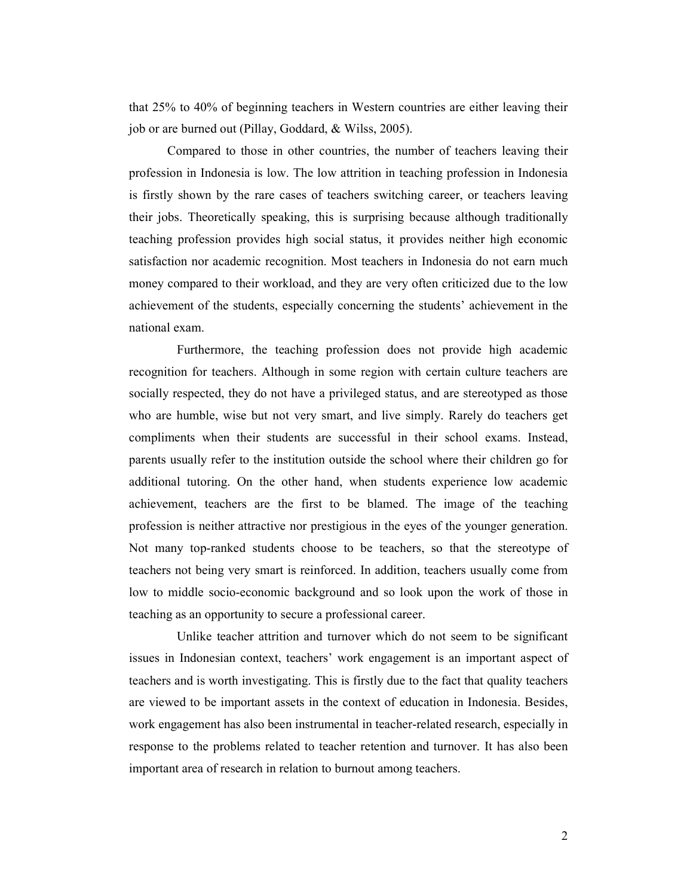that 25% to 40% of beginning teachers in Western countries are either leaving their job or are burned out (Pillay, Goddard, & Wilss, 2005).

Compared to those in other countries, the number of teachers leaving their profession in Indonesia is low. The low attrition in teaching profession in Indonesia is firstly shown by the rare cases of teachers switching career, or teachers leaving their jobs. Theoretically speaking, this is surprising because although traditionally teaching profession provides high social status, it provides neither high economic satisfaction nor academic recognition. Most teachers in Indonesia do not earn much money compared to their workload, and they are very often criticized due to the low achievement of the students, especially concerning the students' achievement in the national exam.

Furthermore, the teaching profession does not provide high academic recognition for teachers. Although in some region with certain culture teachers are socially respected, they do not have a privileged status, and are stereotyped as those who are humble, wise but not very smart, and live simply. Rarely do teachers get compliments when their students are successful in their school exams. Instead, parents usually refer to the institution outside the school where their children go for additional tutoring. On the other hand, when students experience low academic achievement, teachers are the first to be blamed. The image of the teaching profession is neither attractive nor prestigious in the eyes of the younger generation. Not many top-ranked students choose to be teachers, so that the stereotype of teachers not being very smart is reinforced. In addition, teachers usually come from low to middle socio-economic background and so look upon the work of those in teaching as an opportunity to secure a professional career.

Unlike teacher attrition and turnover which do not seem to be significant issues in Indonesian context, teachers' work engagement is an important aspect of teachers and is worth investigating. This is firstly due to the fact that quality teachers are viewed to be important assets in the context of education in Indonesia. Besides, work engagement has also been instrumental in teacher-related research, especially in response to the problems related to teacher retention and turnover. It has also been important area of research in relation to burnout among teachers.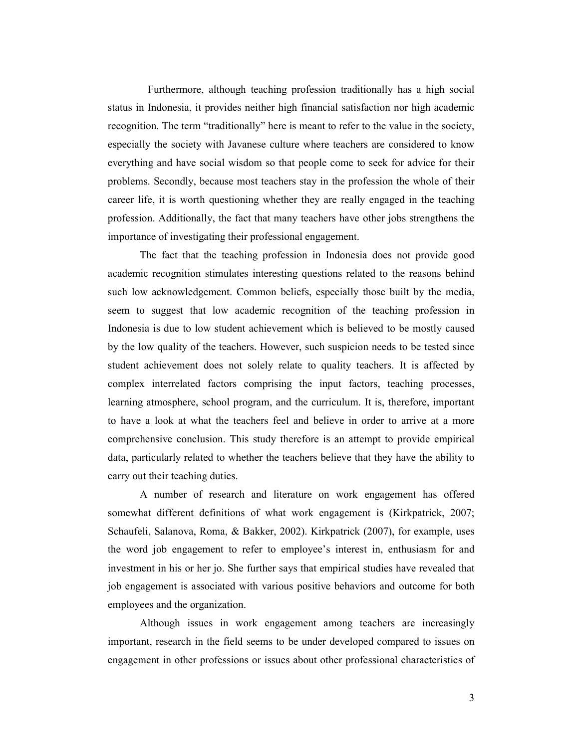Furthermore, although teaching profession traditionally has a high social status in Indonesia, it provides neither high financial satisfaction nor high academic recognition. The term "traditionally" here is meant to refer to the value in the society, especially the society with Javanese culture where teachers are considered to know everything and have social wisdom so that people come to seek for advice for their problems. Secondly, because most teachers stay in the profession the whole of their career life, it is worth questioning whether they are really engaged in the teaching profession. Additionally, the fact that many teachers have other jobs strengthens the importance of investigating their professional engagement.

The fact that the teaching profession in Indonesia does not provide good academic recognition stimulates interesting questions related to the reasons behind such low acknowledgement. Common beliefs, especially those built by the media, seem to suggest that low academic recognition of the teaching profession in Indonesia is due to low student achievement which is believed to be mostly caused by the low quality of the teachers. However, such suspicion needs to be tested since student achievement does not solely relate to quality teachers. It is affected by complex interrelated factors comprising the input factors, teaching processes, learning atmosphere, school program, and the curriculum. It is, therefore, important to have a look at what the teachers feel and believe in order to arrive at a more comprehensive conclusion. This study therefore is an attempt to provide empirical data, particularly related to whether the teachers believe that they have the ability to carry out their teaching duties.

A number of research and literature on work engagement has offered somewhat different definitions of what work engagement is (Kirkpatrick, 2007; Schaufeli, Salanova, Roma, & Bakker, 2002). Kirkpatrick (2007), for example, uses the word job engagement to refer to employee's interest in, enthusiasm for and investment in his or her jo. She further says that empirical studies have revealed that job engagement is associated with various positive behaviors and outcome for both employees and the organization.

Although issues in work engagement among teachers are increasingly important, research in the field seems to be under developed compared to issues on engagement in other professions or issues about other professional characteristics of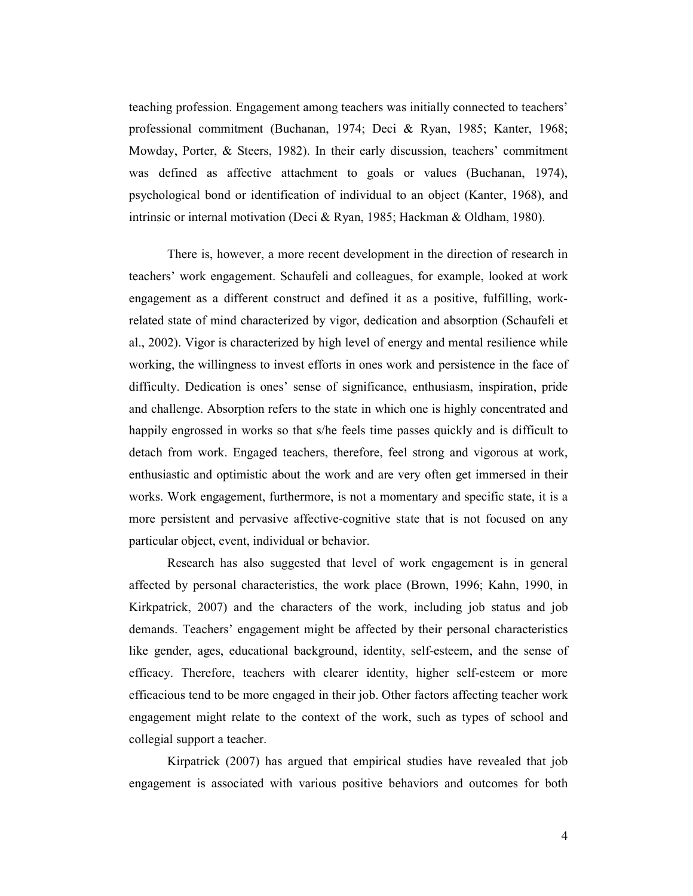teaching profession. Engagement among teachers was initially connected to teachers' professional commitment (Buchanan, 1974; Deci & Ryan, 1985; Kanter, 1968; Mowday, Porter, & Steers, 1982). In their early discussion, teachers' commitment was defined as affective attachment to goals or values (Buchanan, 1974), psychological bond or identification of individual to an object (Kanter, 1968), and intrinsic or internal motivation (Deci & Ryan, 1985; Hackman & Oldham, 1980).

There is, however, a more recent development in the direction of research in teachers' work engagement. Schaufeli and colleagues, for example, looked at work engagement as a different construct and defined it as a positive, fulfilling, work-related state of mind characterized by vigor, dedication and absorption (Schaufeli et al., 2002). Vigor is characterized by high level of energy and mental resilience while working, the willingness to invest efforts in ones work and persistence in the face of difficulty. Dedication is ones' sense of significance, enthusiasm, inspiration, pride and challenge. Absorption refers to the state in which one is highly concentrated and happily engrossed in works so that s/he feels time passes quickly and is difficult to detach from work. Engaged teachers, therefore, feel strong and vigorous at work, enthusiastic and optimistic about the work and are very often get immersed in their works. Work engagement, furthermore, is not a momentary and specific state, it is a more persistent and pervasive affective-cognitive state that is not focused on any particular object, event, individual or behavior.

Research has also suggested that level of work engagement is in general affected by personal characteristics, the work place (Brown, 1996; Kahn, 1990, in Kirkpatrick, 2007) and the characters of the work, including job status and job demands. Teachers' engagement might be affected by their personal characteristics like gender, ages, educational background, identity, self-esteem, and the sense of efficacy. Therefore, teachers with clearer identity, higher self-esteem or more efficacious tend to be more engaged in their job. Other factors affecting teacher work engagement might relate to the context of the work, such as types of school and collegial support a teacher.

Kirpatrick (2007) has argued that empirical studies have revealed that job engagement is associated with various positive behaviors and outcomes for both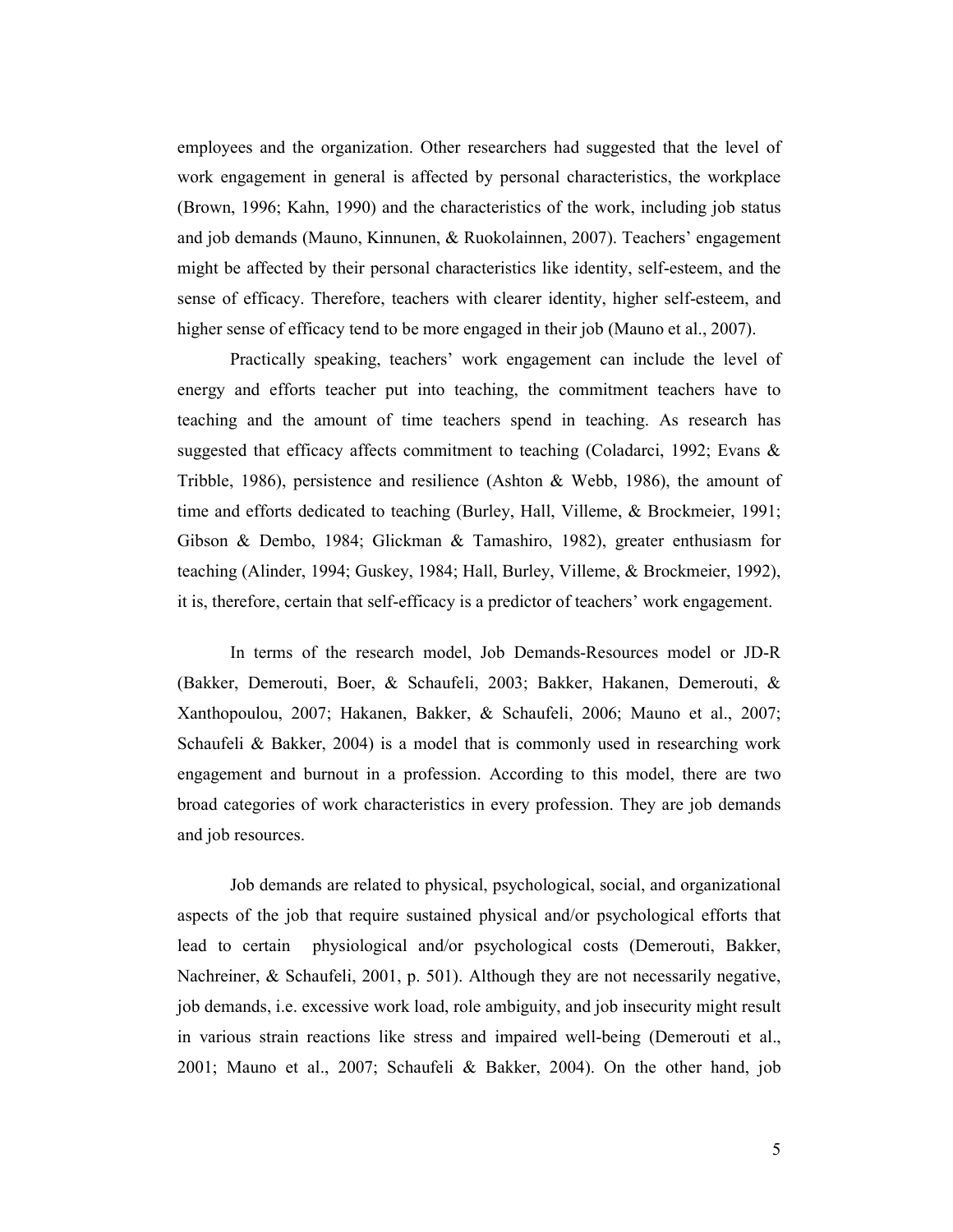employees and the organization. Other researchers had suggested that the level of work engagement in general is affected by personal characteristics, the workplace (Brown, 1996; Kahn, 1990) and the characteristics of the work, including job status and job demands (Mauno, Kinnunen, & Ruokolainnen, 2007). Teachers' engagement might be affected by their personal characteristics like identity, self-esteem, and the sense of efficacy. Therefore, teachers with clearer identity, higher self-esteem, and higher sense of efficacy tend to be more engaged in their job (Mauno et al., 2007).

Practically speaking, teachers' work engagement can include the level of energy and efforts teacher put into teaching, the commitment teachers have to teaching and the amount of time teachers spend in teaching. As research has suggested that efficacy affects commitment to teaching (Coladarci, 1992; Evans & Tribble, 1986), persistence and resilience (Ashton & Webb, 1986), the amount of time and efforts dedicated to teaching (Burley, Hall, Villeme, & Brockmeier, 1991; Gibson & Dembo, 1984; Glickman & Tamashiro, 1982), greater enthusiasm for teaching (Alinder, 1994; Guskey, 1984; Hall, Burley, Villeme, & Brockmeier, 1992), it is, therefore, certain that self-efficacy is a predictor of teachers' work engagement.

In terms of the research model, Job Demands-Resources model or JD-R (Bakker, Demerouti, Boer, & Schaufeli, 2003; Bakker, Hakanen, Demerouti, & Xanthopoulou, 2007; Hakanen, Bakker, & Schaufeli, 2006; Mauno et al., 2007; Schaufeli & Bakker, 2004) is a model that is commonly used in researching work engagement and burnout in a profession. According to this model, there are two broad categories of work characteristics in every profession. They are job demands and job resources.

Job demands are related to physical, psychological, social, and organizational aspects of the job that require sustained physical and/or psychological efforts that lead to certain physiological and/or psychological costs (Demerouti, Bakker, Nachreiner, & Schaufeli, 2001, p. 501). Although they are not necessarily negative, job demands, i.e. excessive work load, role ambiguity, and job insecurity might result in various strain reactions like stress and impaired well-being (Demerouti et al., 2001; Mauno et al., 2007; Schaufeli & Bakker, 2004). On the other hand, job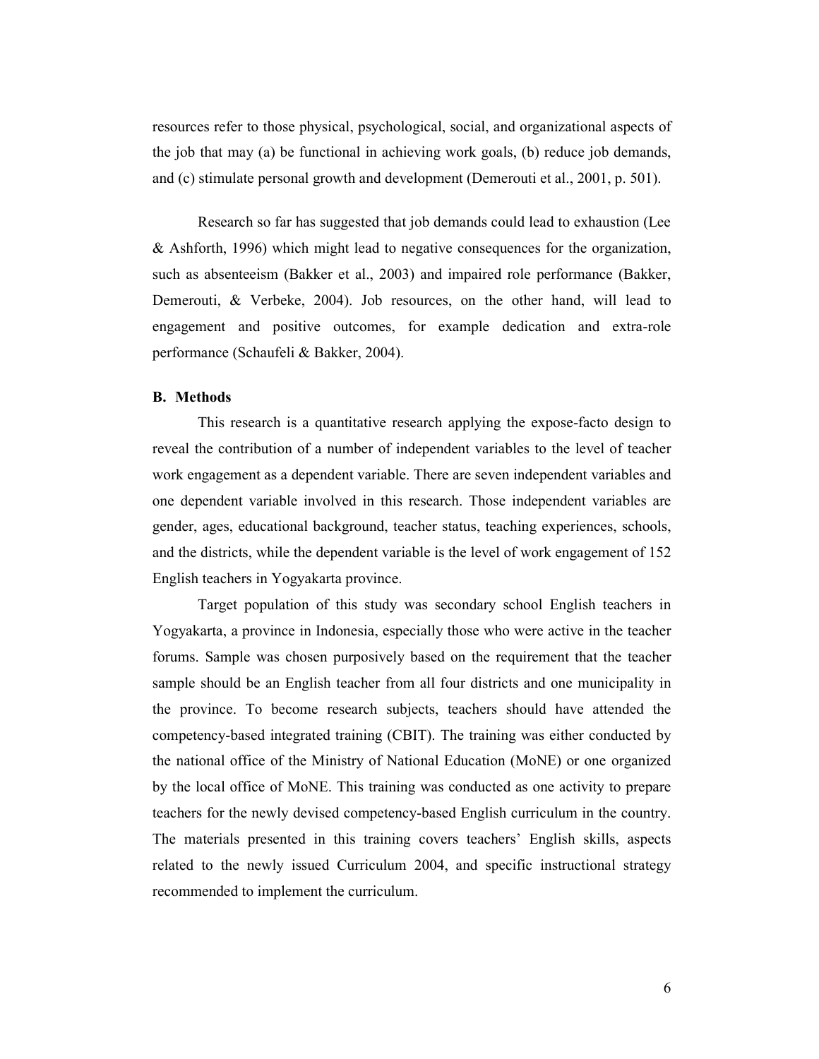resources refer to those physical, psychological, social, and organizational aspects of the job that may (a) be functional in achieving work goals, (b) reduce job demands, and (c) stimulate personal growth and development (Demerouti et al., 2001, p. 501).

Research so far has suggested that job demands could lead to exhaustion (Lee & Ashforth, 1996) which might lead to negative consequences for the organization, such as absenteeism (Bakker et al., 2003) and impaired role performance (Bakker, Demerouti, & Verbeke, 2004). Job resources, on the other hand, will lead to engagement and positive outcomes, for example dedication and extra-role performance (Schaufeli & Bakker, 2004).

## B. Methods

This research is a quantitative research applying the expose-facto design to reveal the contribution of a number of independent variables to the level of teacher work engagement as a dependent variable. There are seven independent variables and one dependent variable involved in this research. Those independent variables are gender, ages, educational background, teacher status, teaching experiences, schools, and the districts, while the dependent variable is the level of work engagement of 152 English teachers in Yogyakarta province.

Target population of this study was secondary school English teachers in Yogyakarta, a province in Indonesia, especially those who were active in the teacher forums. Sample was chosen purposively based on the requirement that the teacher sample should be an English teacher from all four districts and one municipality in the province. To become research subjects, teachers should have attended the competency-based integrated training (CBIT). The training was either conducted by the national office of the Ministry of National Education (MoNE) or one organized by the local office of MoNE. This training was conducted as one activity to prepare teachers for the newly devised competency-based English curriculum in the country. The materials presented in this training covers teachers' English skills, aspects related to the newly issued Curriculum 2004, and specific instructional strategy recommended to implement the curriculum.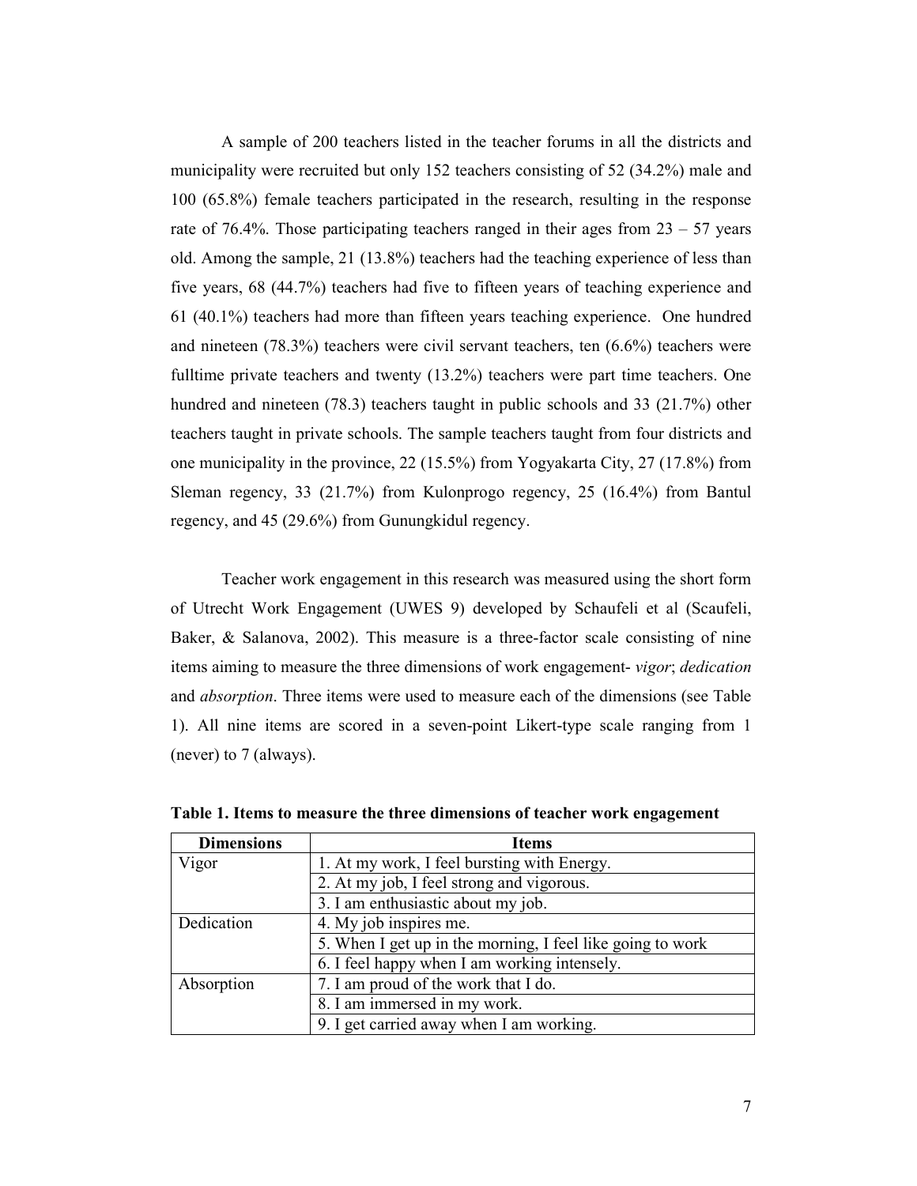A sample of 200 teachers listed in the teacher forums in all the districts and municipality were recruited but only 152 teachers consisting of 52 (34.2%) male and 100 (65.8%) female teachers participated in the research, resulting in the response rate of 76.4%. Those participating teachers ranged in their ages from 23 – 57 years old. Among the sample, 21 (13.8%) teachers had the teaching experience of less than five years, 68 (44.7%) teachers had five to fifteen years of teaching experience and 61 (40.1%) teachers had more than fifteen years teaching experience. One hundred and nineteen (78.3%) teachers were civil servant teachers, ten (6.6%) teachers were fulltime private teachers and twenty (13.2%) teachers were part time teachers. One hundred and nineteen (78.3) teachers taught in public schools and 33 (21.7%) other teachers taught in private schools. The sample teachers taught from four districts and one municipality in the province, 22 (15.5%) from Yogyakarta City, 27 (17.8%) from Sleman regency, 33 (21.7%) from Kulonprogo regency, 25 (16.4%) from Bantul regency, and 45 (29.6%) from Gunungkidul regency.

Teacher work engagement in this research was measured using the short form of Utrecht Work Engagement (UWES 9) developed by Schaufeli et al (Scaufeli, Baker, & Salanova, 2002). This measure is a three-factor scale consisting of nine items aiming to measure the three dimensions of work engagement- *vigor*; *dedication* and *absorption*. Three items were used to measure each of the dimensions (see Table 1). All nine items are scored in a seven-point Likert-type scale ranging from 1 (never) to 7 (always).

**Table 1. Items to measure the three dimensions of teacher work engagement**

| Dimensions | Items |
|---|---|
| Vigor | 1. At my work, I feel bursting with Energy. |
| | 2. At my job, I feel strong and vigorous. |
| | 3. I am enthusiastic about my job. |
| Dedication | 4. My job inspires me. |
| | 5. When I get up in the morning, I feel like going to work |
| | 6. I feel happy when I am working intensely. |
| Absorption | 7. I am proud of the work that I do. |
| | 8. I am immersed in my work. |
| | 9. I get carried away when I am working. |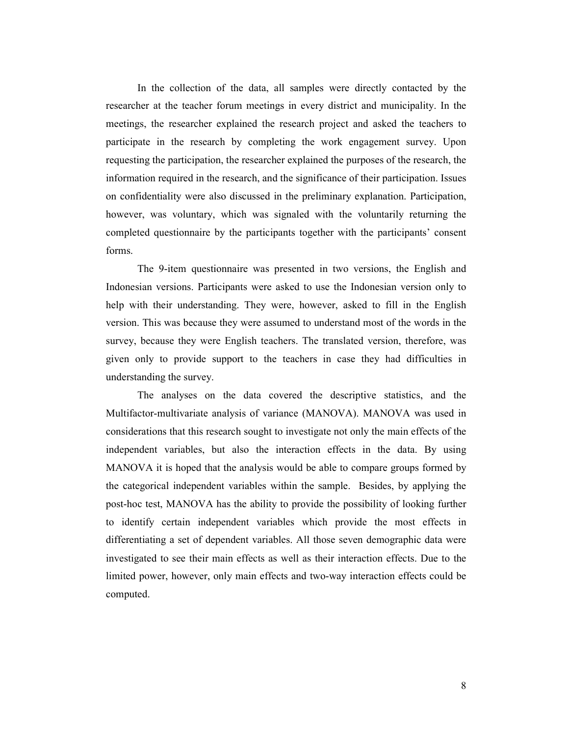In the collection of the data, all samples were directly contacted by the researcher at the teacher forum meetings in every district and municipality. In the meetings, the researcher explained the research project and asked the teachers to participate in the research by completing the work engagement survey. Upon requesting the participation, the researcher explained the purposes of the research, the information required in the research, and the significance of their participation. Issues on confidentiality were also discussed in the preliminary explanation. Participation, however, was voluntary, which was signaled with the voluntarily returning the completed questionnaire by the participants together with the participants' consent forms.

The 9-item questionnaire was presented in two versions, the English and Indonesian versions. Participants were asked to use the Indonesian version only to help with their understanding. They were, however, asked to fill in the English version. This was because they were assumed to understand most of the words in the survey, because they were English teachers. The translated version, therefore, was given only to provide support to the teachers in case they had difficulties in understanding the survey.

The analyses on the data covered the descriptive statistics, and the Multifactor-multivariate analysis of variance (MANOVA). MANOVA was used in considerations that this research sought to investigate not only the main effects of the independent variables, but also the interaction effects in the data. By using MANOVA it is hoped that the analysis would be able to compare groups formed by the categorical independent variables within the sample. Besides, by applying the post-hoc test, MANOVA has the ability to provide the possibility of looking further to identify certain independent variables which provide the most effects in differentiating a set of dependent variables. All those seven demographic data were investigated to see their main effects as well as their interaction effects. Due to the limited power, however, only main effects and two-way interaction effects could be computed.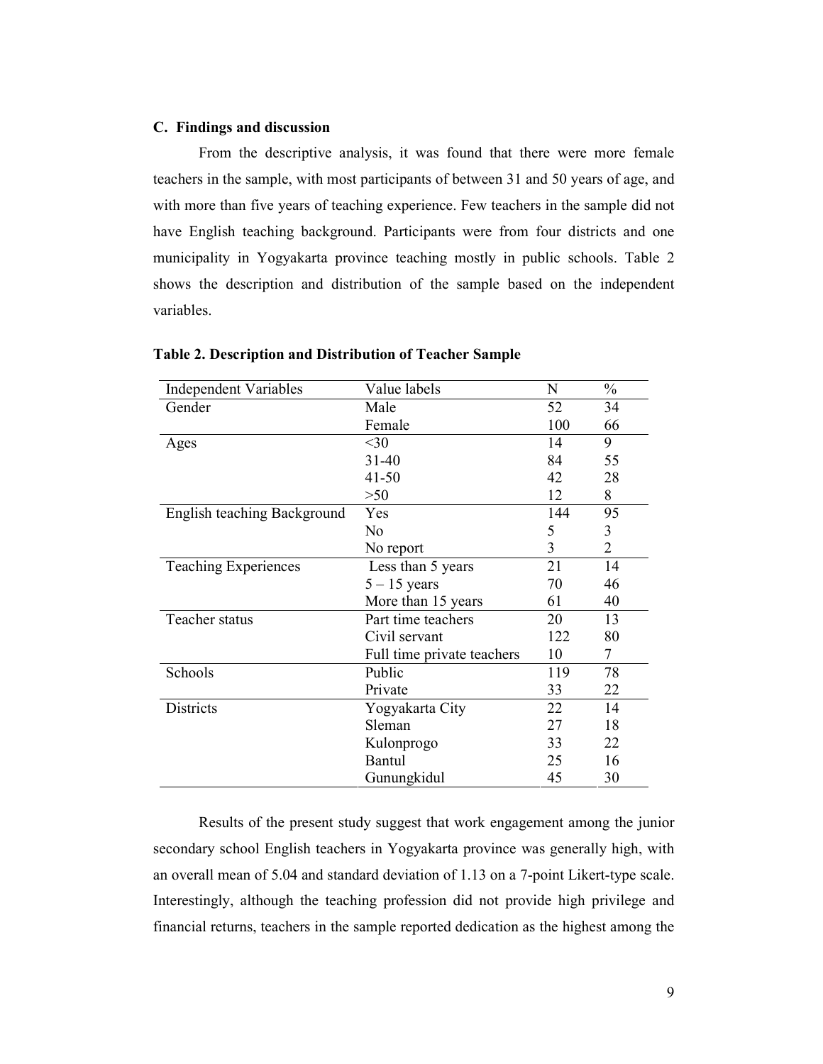### C. Findings and discussion

From the descriptive analysis, it was found that there were more female teachers in the sample, with most participants of between 31 and 50 years of age, and with more than five years of teaching experience. Few teachers in the sample did not have English teaching background. Participants were from four districts and one municipality in Yogyakarta province teaching mostly in public schools. Table 2 shows the description and distribution of the sample based on the independent variables.

**Table 2. Description and Distribution of Teacher Sample**

| Independent Variables | Value labels | N | % |
|---|---|---|---|
| Gender | Male | 52 | 34 |
| | Female | 100 | 66 |
| Ages | <30 | 14 | 9 |
| | 31-40 | 84 | 55 |
| | 41-50 | 42 | 28 |
| | >50 | 12 | 8 |
| English teaching Background | Yes | 144 | 95 |
| | No | 5 | 3 |
| | No report | 3 | 2 |
| Teaching Experiences | Less than 5 years | 21 | 14 |
| | 5 – 15 years | 70 | 46 |
| | More than 15 years | 61 | 40 |
| Teacher status | Part time teachers | 20 | 13 |
| | Civil servant | 122 | 80 |
| | Full time private teachers | 10 | 7 |
| Schools | Public | 119 | 78 |
| | Private | 33 | 22 |
| Districts | Yogyakarta City | 22 | 14 |
| | Sleman | 27 | 18 |
| | Kulonprogo | 33 | 22 |
| | Bantul | 25 | 16 |
| | Gunungkidul | 45 | 30 |

Results of the present study suggest that work engagement among the junior secondary school English teachers in Yogyakarta province was generally high, with an overall mean of 5.04 and standard deviation of 1.13 on a 7-point Likert-type scale. Interestingly, although the teaching profession did not provide high privilege and financial returns, teachers in the sample reported dedication as the highest among the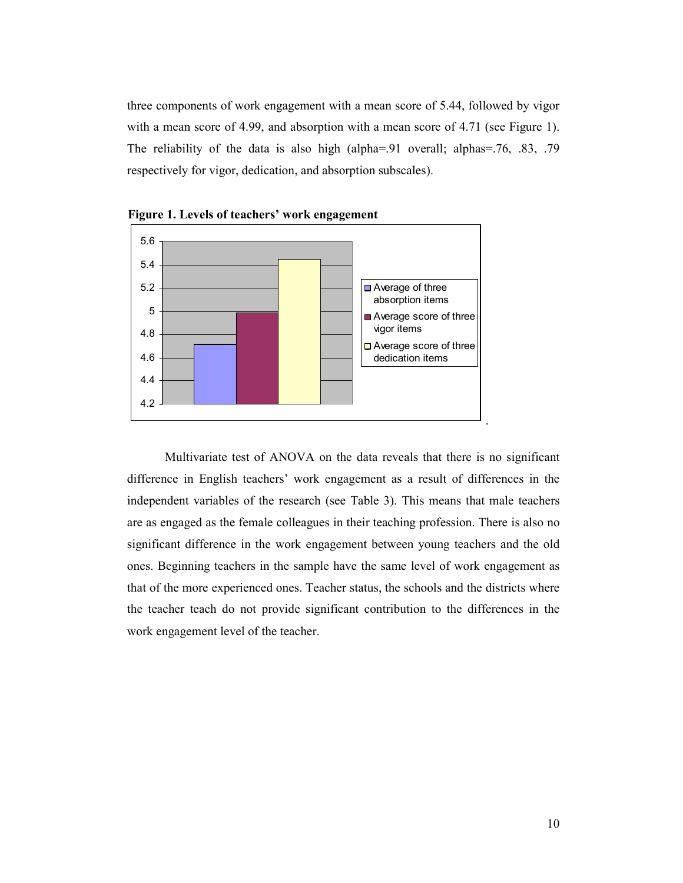three components of work engagement with a mean score of 5.44, followed by vigor with a mean score of 4.99, and absorption with a mean score of 4.71 (see Figure 1). The reliability of the data is also high (alpha=.91 overall; alphas=.76, .83, .79 respectively for vigor, dedication, and absorption subscales).

**Figure 1. Levels of teachers' work engagement**

Multivariate test of ANOVA on the data reveals that there is no significant difference in English teachers' work engagement as a result of differences in the independent variables of the research (see Table 3). This means that male teachers are as engaged as the female colleagues in their teaching profession. There is also no significant difference in the work engagement between young teachers and the old ones. Beginning teachers in the sample have the same level of work engagement as that of the more experienced ones. Teacher status, the schools and the districts where the teacher teach do not provide significant contribution to the differences in the work engagement level of the teacher.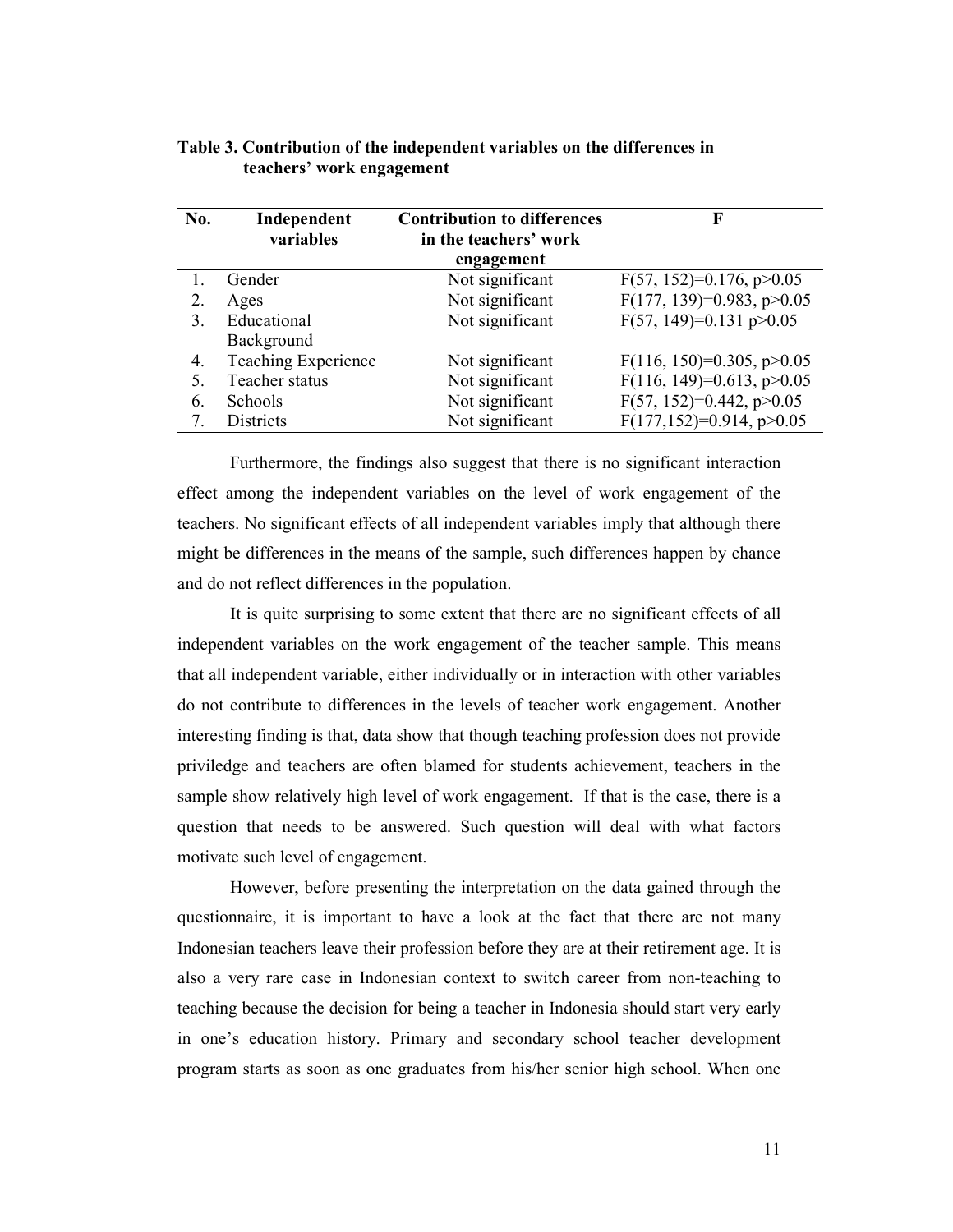**Table 3. Contribution of the independent variables on the differences in teachers' work engagement**

| No. | Independent variables | Contribution to differences in the teachers' work engagement | F |
|---|---|---|---|
| 1. | Gender | Not significant | $F(57, 152)=0.176, p>0.05$ |
| 2. | Ages | Not significant | $F(177, 139)=0.983, p>0.05$ |
| 3. | Educational Background | Not significant | $F(57, 149)=0.131$ $p>0.05$ |
| 4. | Teaching Experience | Not significant | $F(116, 150)=0.305, p>0.05$ |
| 5. | Teacher status | Not significant | $F(116, 149)=0.613, p>0.05$ |
| 6. | Schools | Not significant | $F(57, 152)=0.442, p>0.05$ |
| 7. | Districts | Not significant | $F(177,152)=0.914, p>0.05$ |

Furthermore, the findings also suggest that there is no significant interaction effect among the independent variables on the level of work engagement of the teachers. No significant effects of all independent variables imply that although there might be differences in the means of the sample, such differences happen by chance and do not reflect differences in the population.

It is quite surprising to some extent that there are no significant effects of all independent variables on the work engagement of the teacher sample. This means that all independent variable, either individually or in interaction with other variables do not contribute to differences in the levels of teacher work engagement. Another interesting finding is that, data show that though teaching profession does not provide priviledge and teachers are often blamed for students achievement, teachers in the sample show relatively high level of work engagement. If that is the case, there is a question that needs to be answered. Such question will deal with what factors motivate such level of engagement.

However, before presenting the interpretation on the data gained through the questionnaire, it is important to have a look at the fact that there are not many Indonesian teachers leave their profession before they are at their retirement age. It is also a very rare case in Indonesian context to switch career from non-teaching to teaching because the decision for being a teacher in Indonesia should start very early in one's education history. Primary and secondary school teacher development program starts as soon as one graduates from his/her senior high school. When one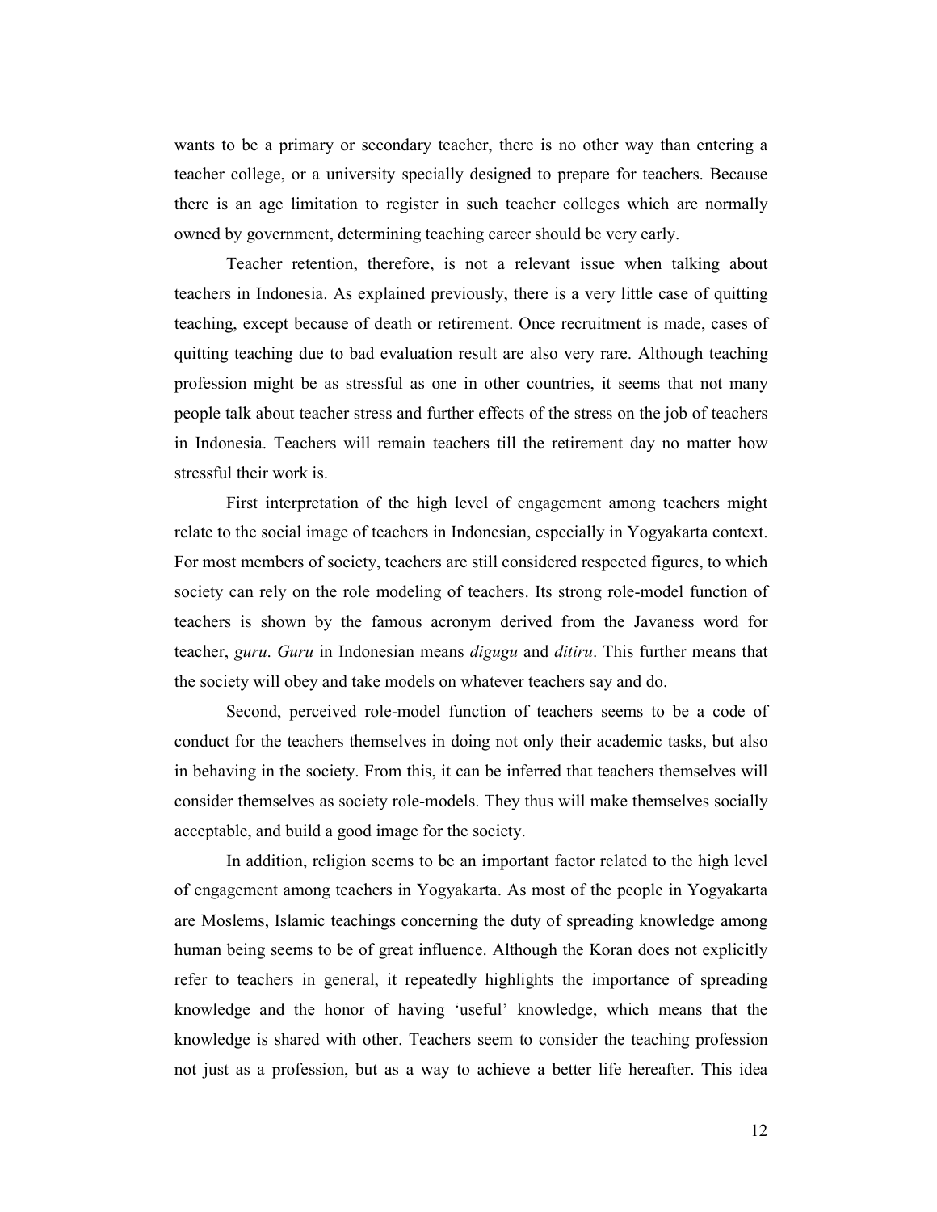wants to be a primary or secondary teacher, there is no other way than entering a teacher college, or a university specially designed to prepare for teachers. Because there is an age limitation to register in such teacher colleges which are normally owned by government, determining teaching career should be very early.

Teacher retention, therefore, is not a relevant issue when talking about teachers in Indonesia. As explained previously, there is a very little case of quitting teaching, except because of death or retirement. Once recruitment is made, cases of quitting teaching due to bad evaluation result are also very rare. Although teaching profession might be as stressful as one in other countries, it seems that not many people talk about teacher stress and further effects of the stress on the job of teachers in Indonesia. Teachers will remain teachers till the retirement day no matter how stressful their work is.

First interpretation of the high level of engagement among teachers might relate to the social image of teachers in Indonesian, especially in Yogyakarta context. For most members of society, teachers are still considered respected figures, to which society can rely on the role modeling of teachers. Its strong role-model function of teachers is shown by the famous acronym derived from the Javaness word for teacher, *guru*. *Guru* in Indonesian means *digugu* and *ditiru*. This further means that the society will obey and take models on whatever teachers say and do.

Second, perceived role-model function of teachers seems to be a code of conduct for the teachers themselves in doing not only their academic tasks, but also in behaving in the society. From this, it can be inferred that teachers themselves will consider themselves as society role-models. They thus will make themselves socially acceptable, and build a good image for the society.

In addition, religion seems to be an important factor related to the high level of engagement among teachers in Yogyakarta. As most of the people in Yogyakarta are Moslems, Islamic teachings concerning the duty of spreading knowledge among human being seems to be of great influence. Although the Koran does not explicitly refer to teachers in general, it repeatedly highlights the importance of spreading knowledge and the honor of having 'useful' knowledge, which means that the knowledge is shared with other. Teachers seem to consider the teaching profession not just as a profession, but as a way to achieve a better life hereafter. This idea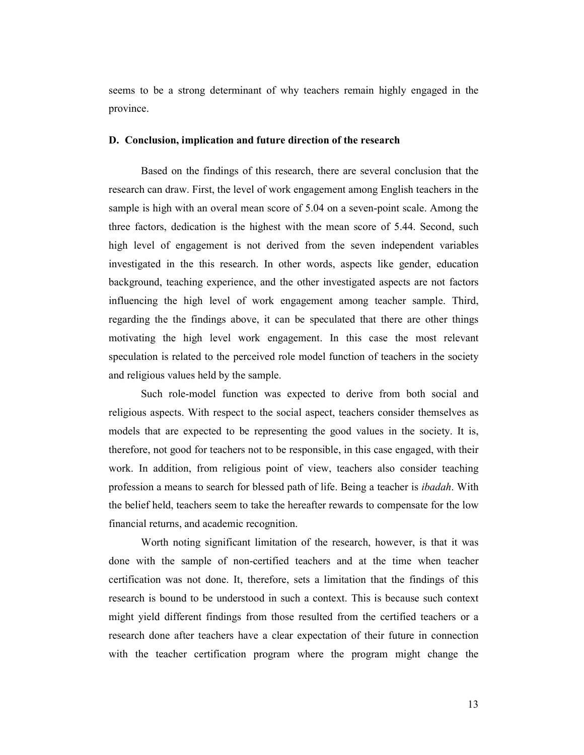seems to be a strong determinant of why teachers remain highly engaged in the province.

### D. Conclusion, implication and future direction of the research

Based on the findings of this research, there are several conclusion that the research can draw. First, the level of work engagement among English teachers in the sample is high with an overal mean score of 5.04 on a seven-point scale. Among the three factors, dedication is the highest with the mean score of 5.44. Second, such high level of engagement is not derived from the seven independent variables investigated in the this research. In other words, aspects like gender, education background, teaching experience, and the other investigated aspects are not factors influencing the high level of work engagement among teacher sample. Third, regarding the the findings above, it can be speculated that there are other things motivating the high level work engagement. In this case the most relevant speculation is related to the perceived role model function of teachers in the society and religious values held by the sample.

Such role-model function was expected to derive from both social and religious aspects. With respect to the social aspect, teachers consider themselves as models that are expected to be representing the good values in the society. It is, therefore, not good for teachers not to be responsible, in this case engaged, with their work. In addition, from religious point of view, teachers also consider teaching profession a means to search for blessed path of life. Being a teacher is *ibadah*. With the belief held, teachers seem to take the hereafter rewards to compensate for the low financial returns, and academic recognition.

Worth noting significant limitation of the research, however, is that it was done with the sample of non-certified teachers and at the time when teacher certification was not done. It, therefore, sets a limitation that the findings of this research is bound to be understood in such a context. This is because such context might yield different findings from those resulted from the certified teachers or a research done after teachers have a clear expectation of their future in connection with the teacher certification program where the program might change the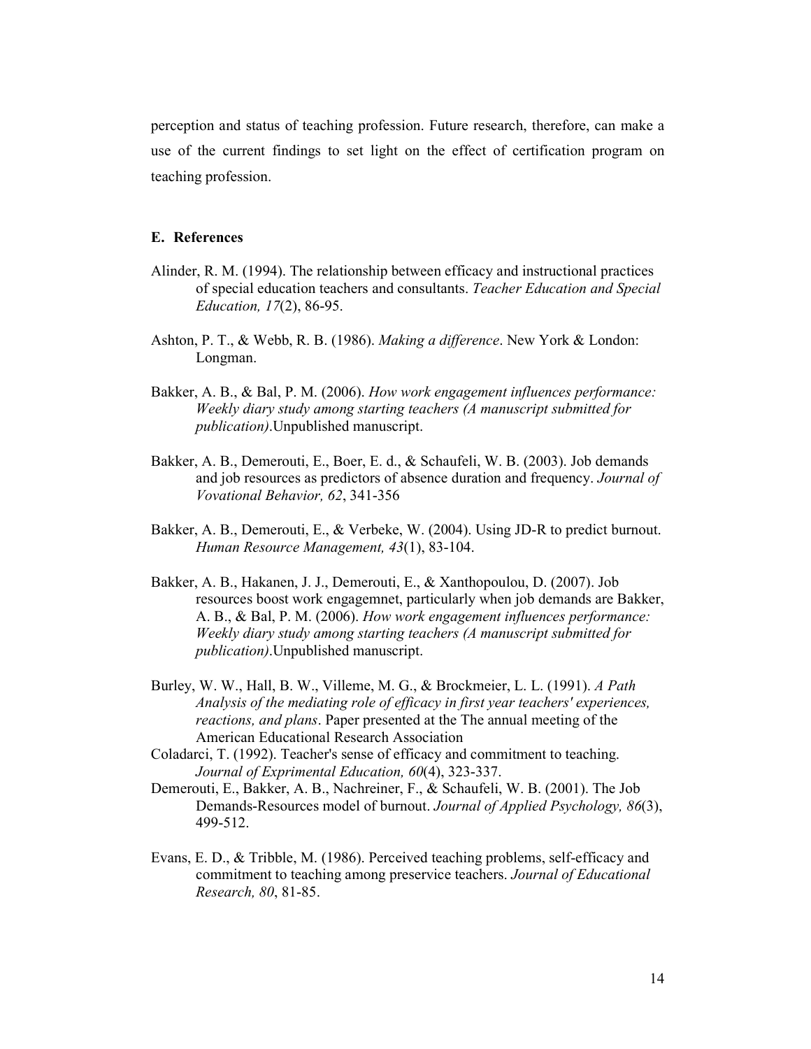perception and status of teaching profession. Future research, therefore, can make a use of the current findings to set light on the effect of certification program on teaching profession.

### E. References

Alinder, R. M. (1994). The relationship between efficacy and instructional practices of special education teachers and consultants. *Teacher Education and Special Education, 17*(2), 86-95.

Ashton, P. T., & Webb, R. B. (1986). *Making a difference*. New York & London: Longman.

Bakker, A. B., & Bal, P. M. (2006). *How work engagement influences performance: Weekly diary study among starting teachers (A manuscript submitted for publication)*.Unpublished manuscript.

Bakker, A. B., Demerouti, E., Boer, E. d., & Schaufeli, W. B. (2003). Job demands and job resources as predictors of absence duration and frequency. *Journal of Vovational Behavior, 62*, 341-356

Bakker, A. B., Demerouti, E., & Verbeke, W. (2004). Using JD-R to predict burnout. *Human Resource Management, 43*(1), 83-104.

Bakker, A. B., Hakanen, J. J., Demerouti, E., & Xanthopoulou, D. (2007). Job resources boost work engagemnet, particularly when job demands are Bakker, A. B., & Bal, P. M. (2006). *How work engagement influences performance: Weekly diary study among starting teachers (A manuscript submitted for publication)*.Unpublished manuscript.

Burley, W. W., Hall, B. W., Villeme, M. G., & Brockmeier, L. L. (1991). *A Path Analysis of the mediating role of efficacy in first year teachers' experiences, reactions, and plans*. Paper presented at the The annual meeting of the American Educational Research Association

Coladarci, T. (1992). Teacher's sense of efficacy and commitment to teaching. *Journal of Exprimental Education, 60*(4), 323-337.

Demerouti, E., Bakker, A. B., Nachreiner, F., & Schaufeli, W. B. (2001). The Job Demands-Resources model of burnout. *Journal of Applied Psychology, 86*(3), 499-512.

Evans, E. D., & Tribble, M. (1986). Perceived teaching problems, self-efficacy and commitment to teaching among preservice teachers. *Journal of Educational Research, 80*, 81-85.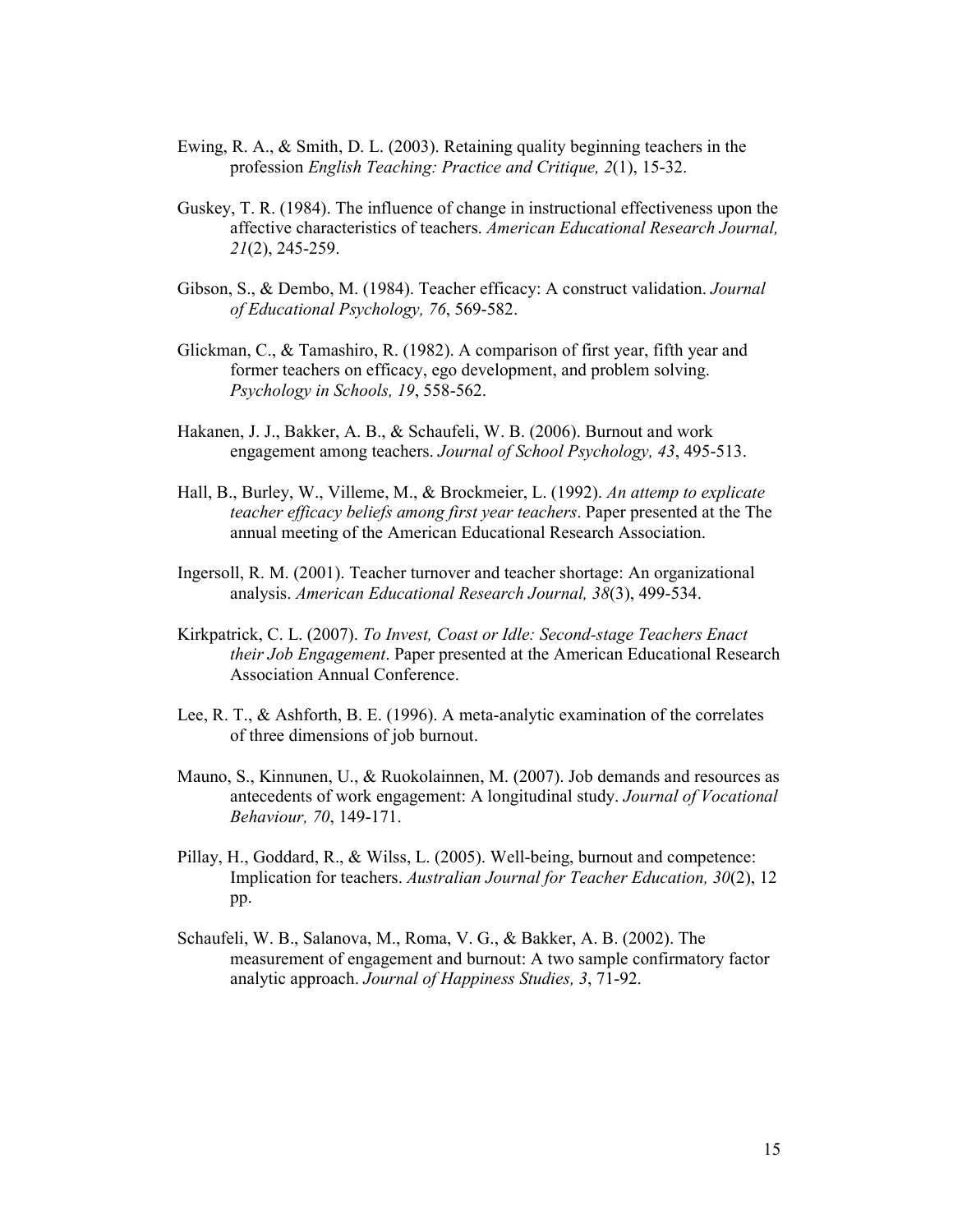Ewing, R. A., & Smith, D. L. (2003). Retaining quality beginning teachers in the profession *English Teaching: Practice and Critique, 2*(1), 15-32.

Guskey, T. R. (1984). The influence of change in instructional effectiveness upon the affective characteristics of teachers. *American Educational Research Journal, 21*(2), 245-259.

Gibson, S., & Dembo, M. (1984). Teacher efficacy: A construct validation. *Journal of Educational Psychology, 76*, 569-582.

Glickman, C., & Tamashiro, R. (1982). A comparison of first year, fifth year and former teachers on efficacy, ego development, and problem solving. *Psychology in Schools, 19*, 558-562.

Hakanen, J. J., Bakker, A. B., & Schaufeli, W. B. (2006). Burnout and work engagement among teachers. *Journal of School Psychology, 43*, 495-513.

Hall, B., Burley, W., Villeme, M., & Brockmeier, L. (1992). *An attemp to explicate teacher efficacy beliefs among first year teachers*. Paper presented at the The annual meeting of the American Educational Research Association.

Ingersoll, R. M. (2001). Teacher turnover and teacher shortage: An organizational analysis. *American Educational Research Journal, 38*(3), 499-534.

Kirkpatrick, C. L. (2007). *To Invest, Coast or Idle: Second-stage Teachers Enact their Job Engagement*. Paper presented at the American Educational Research Association Annual Conference.

Lee, R. T., & Ashforth, B. E. (1996). A meta-analytic examination of the correlates of three dimensions of job burnout.

Mauno, S., Kinnunen, U., & Ruokolainnen, M. (2007). Job demands and resources as antecedents of work engagement: A longitudinal study. *Journal of Vocational Behaviour, 70*, 149-171.

Pillay, H., Goddard, R., & Wilss, L. (2005). Well-being, burnout and competence: Implication for teachers. *Australian Journal for Teacher Education, 30*(2), 12 pp.

Schaufeli, W. B., Salanova, M., Roma, V. G., & Bakker, A. B. (2002). The measurement of engagement and burnout: A two sample confirmatory factor analytic approach. *Journal of Happiness Studies, 3*, 71-92.